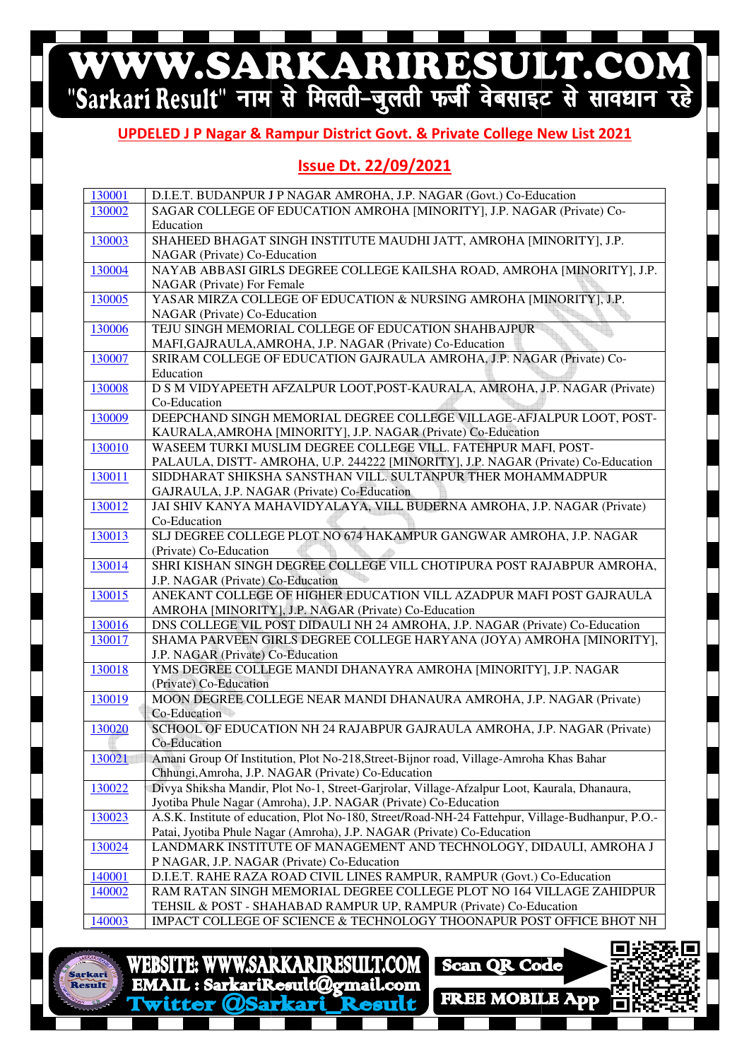## UPDELED J P Nagar & Rampur District Govt. & Private College New List 2021

## Issue Dt. 22/09/2021

| | |
|---|---|
| 130001 | D.I.E.T. BUDANPUR J P NAGAR AMROHA, J.P. NAGAR (Govt.) Co-Education |
| 130002 | SAGAR COLLEGE OF EDUCATION AMROHA [MINORITY], J.P. NAGAR (Private) Co-Education |
| 130003 | SHAHEED BHAGAT SINGH INSTITUTE MAUDHI JATT, AMROHA [MINORITY], J.P. NAGAR (Private) Co-Education |
| 130004 | NAYAB ABBASI GIRLS DEGREE COLLEGE KAILSHA ROAD, AMROHA [MINORITY], J.P. NAGAR (Private) For Female |
| 130005 | YASAR MIRZA COLLEGE OF EDUCATION & NURSING AMROHA [MINORITY], J.P. NAGAR (Private) Co-Education |
| 130006 | TEJU SINGH MEMORIAL COLLEGE OF EDUCATION SHAHBAJPUR MAFI,GAJRAULA,AMROHA, J.P. NAGAR (Private) Co-Education |
| 130007 | SRIRAM COLLEGE OF EDUCATION GAJRAULA AMROHA, J.P. NAGAR (Private) Co-Education |
| 130008 | D S M VIDYAPEETH AFZALPUR LOOT,POST-KAURALA, AMROHA, J.P. NAGAR (Private) Co-Education |
| 130009 | DEEPCHAND SINGH MEMORIAL DEGREE COLLEGE VILLAGE-AFJALPUR LOOT, POST-KAURALA,AMROHA [MINORITY], J.P. NAGAR (Private) Co-Education |
| 130010 | WASEEM TURKI MUSLIM DEGREE COLLEGE VILL. FATEHPUR MAFI, POST-PALAULA, DISTT- AMROHA, U.P. 244222 [MINORITY], J.P. NAGAR (Private) Co-Education |
| 130011 | SIDDHARAT SHIKSHA SANSTHAN VILL. SULTANPUR THER MOHAMMADPUR GAJRAULA, J.P. NAGAR (Private) Co-Education |
| 130012 | JAI SHIV KANYA MAHAVIDYALAYA, VILL BUDERNA AMROHA, J.P. NAGAR (Private) Co-Education |
| 130013 | SLJ DEGREE COLLEGE PLOT NO 674 HAKAMPUR GANGWAR AMROHA, J.P. NAGAR (Private) Co-Education |
| 130014 | SHRI KISHAN SINGH DEGREE COLLEGE VILL CHOTIPURA POST RAJABPUR AMROHA, J.P. NAGAR (Private) Co-Education |
| 130015 | ANEKANT COLLEGE OF HIGHER EDUCATION VILL AZADPUR MAFI POST GAJRAULA AMROHA [MINORITY], J.P. NAGAR (Private) Co-Education |
| 130016 | DNS COLLEGE VIL POST DIDAULI NH 24 AMROHA, J.P. NAGAR (Private) Co-Education |
| 130017 | SHAMA PARVEEN GIRLS DEGREE COLLEGE HARYANA (JOYA) AMROHA [MINORITY], J.P. NAGAR (Private) Co-Education |
| 130018 | YMS DEGREE COLLEGE MANDI DHANAYRA AMROHA [MINORITY], J.P. NAGAR (Private) Co-Education |
| 130019 | MOON DEGREE COLLEGE NEAR MANDI DHANAURA AMROHA, J.P. NAGAR (Private) Co-Education |
| 130020 | SCHOOL OF EDUCATION NH 24 RAJABPUR GAJRAULA AMROHA, J.P. NAGAR (Private) Co-Education |
| 130021 | Amani Group Of Institution, Plot No-218,Street-Bijnor road, Village-Amroha Khas Bahar Chhungi,Amroha, J.P. NAGAR (Private) Co-Education |
| 130022 | Divya Shiksha Mandir, Plot No-1, Street-Garjrolar, Village-Afzalpur Loot, Kaurala, Dhanaura, Jyotiba Phule Nagar (Amroha), J.P. NAGAR (Private) Co-Education |
| 130023 | A.S.K. Institute of education, Plot No-180, Street/Road-NH-24 Fattehpur, Village-Budhanpur, P.O.-Patai, Jyotiba Phule Nagar (Amroha), J.P. NAGAR (Private) Co-Education |
| 130024 | LANDMARK INSTITUTE OF MANAGEMENT AND TECHNOLOGY, DIDAULI, AMROHA J P NAGAR, J.P. NAGAR (Private) Co-Education |
| 140001 | D.I.E.T. RAHE RAZA ROAD CIVIL LINES RAMPUR, RAMPUR (Govt.) Co-Education |
| 140002 | RAM RATAN SINGH MEMORIAL DEGREE COLLEGE PLOT NO 164 VILLAGE ZAHIDPUR TEHSIL & POST - SHAHABAD RAMPUR UP, RAMPUR (Private) Co-Education |
| 140003 | IMPACT COLLEGE OF SCIENCE & TECHNOLOGY THOONAPUR POST OFFICE BHOT NH |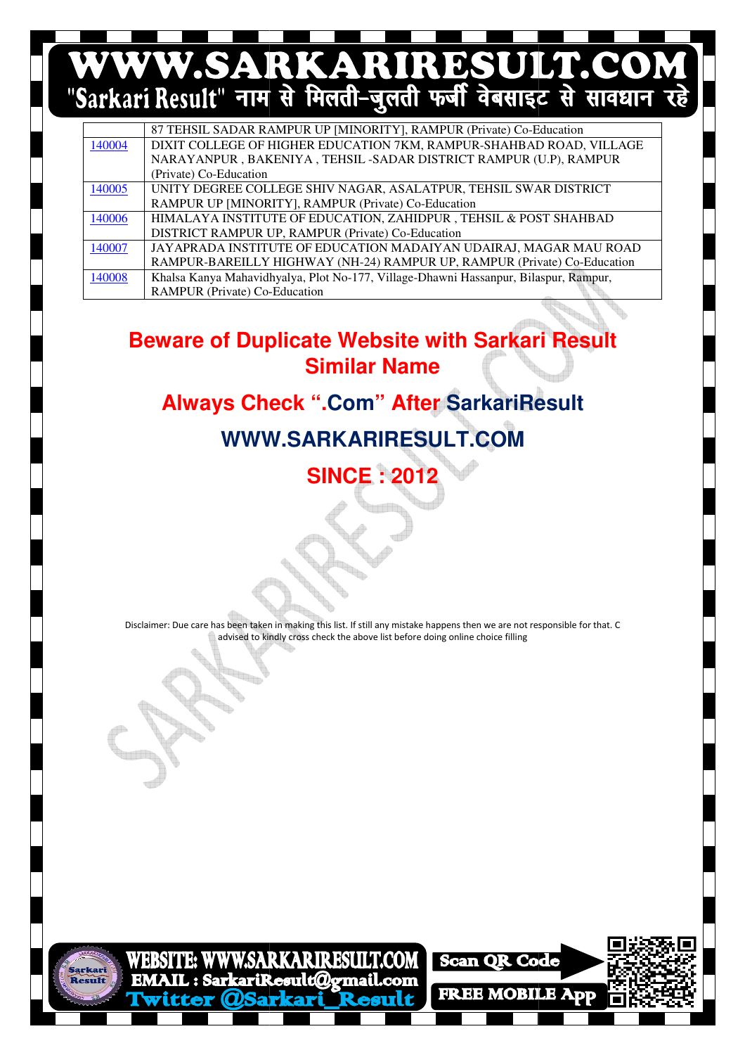| | |
|---|---|
| | 87 TEHSIL SADAR RAMPUR UP [MINORITY], RAMPUR (Private) Co-Education |
| 140004 | DIXIT COLLEGE OF HIGHER EDUCATION 7KM, RAMPUR-SHAHBAD ROAD, VILLAGE NARAYANPUR , BAKENIYA , TEHSIL -SADAR DISTRICT RAMPUR (U.P), RAMPUR (Private) Co-Education |
| 140005 | UNITY DEGREE COLLEGE SHIV NAGAR, ASALATPUR, TEHSIL SWAR DISTRICT RAMPUR UP [MINORITY], RAMPUR (Private) Co-Education |
| 140006 | HIMALAYA INSTITUTE OF EDUCATION, ZAHIDPUR , TEHSIL & POST SHAHBAD DISTRICT RAMPUR UP, RAMPUR (Private) Co-Education |
| 140007 | JAYAPRADA INSTITUTE OF EDUCATION MADAIYAN UDAIRAJ, MAGAR MAU ROAD RAMPUR-BAREILLY HIGHWAY (NH-24) RAMPUR UP, RAMPUR (Private) Co-Education |
| 140008 | Khalsa Kanya Mahavidhyalya, Plot No-177, Village-Dhawni Hassanpur, Bilaspur, Rampur, RAMPUR (Private) Co-Education |

**Beware of Duplicate Website with Sarkari Result Similar Name**

**Always Check ".Com" After SarkariResult**

**WWW.SARKARIRESULT.COM**

**SINCE : 2012**

Disclaimer: Due care has been taken in making this list. If still any mistake happens then we are not responsible for that. C advised to kindly cross check the above list before doing online choice filling